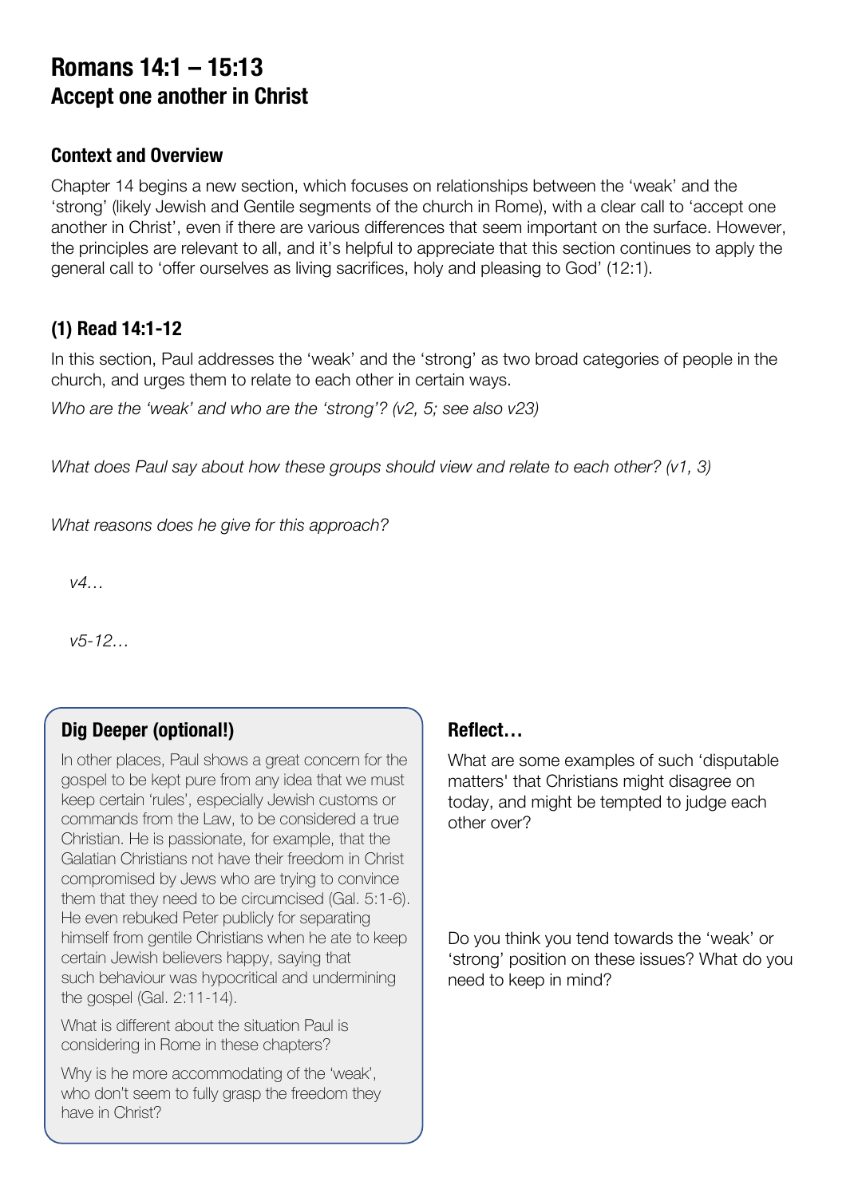# Romans 14:1 – 15:13
## Accept one another in Christ

### Context and Overview

Chapter 14 begins a new section, which focuses on relationships between the 'weak' and the 'strong' (likely Jewish and Gentile segments of the church in Rome), with a clear call to 'accept one another in Christ', even if there are various differences that seem important on the surface. However, the principles are relevant to all, and it's helpful to appreciate that this section continues to apply the general call to 'offer ourselves as living sacrifices, holy and pleasing to God' (12:1).

### (1) Read 14:1-12

In this section, Paul addresses the 'weak' and the 'strong' as two broad categories of people in the church, and urges them to relate to each other in certain ways.

*Who are the 'weak' and who are the 'strong'? (v2, 5; see also v23)*

*What does Paul say about how these groups should view and relate to each other? (v1, 3)*

*What reasons does he give for this approach?*

*v4…*

*v5-12…*

### Dig Deeper (optional!)

In other places, Paul shows a great concern for the gospel to be kept pure from any idea that we must keep certain 'rules', especially Jewish customs or commands from the Law, to be considered a true Christian. He is passionate, for example, that the Galatian Christians not have their freedom in Christ compromised by Jews who are trying to convince them that they need to be circumcised (Gal. 5:1-6). He even rebuked Peter publicly for separating himself from gentile Christians when he ate to keep certain Jewish believers happy, saying that such behaviour was hypocritical and undermining the gospel (Gal. 2:11-14).

What is different about the situation Paul is considering in Rome in these chapters?

Why is he more accommodating of the 'weak', who don't seem to fully grasp the freedom they have in Christ?

### Reflect…

What are some examples of such 'disputable matters' that Christians might disagree on today, and might be tempted to judge each other over?

Do you think you tend towards the 'weak' or 'strong' position on these issues? What do you need to keep in mind?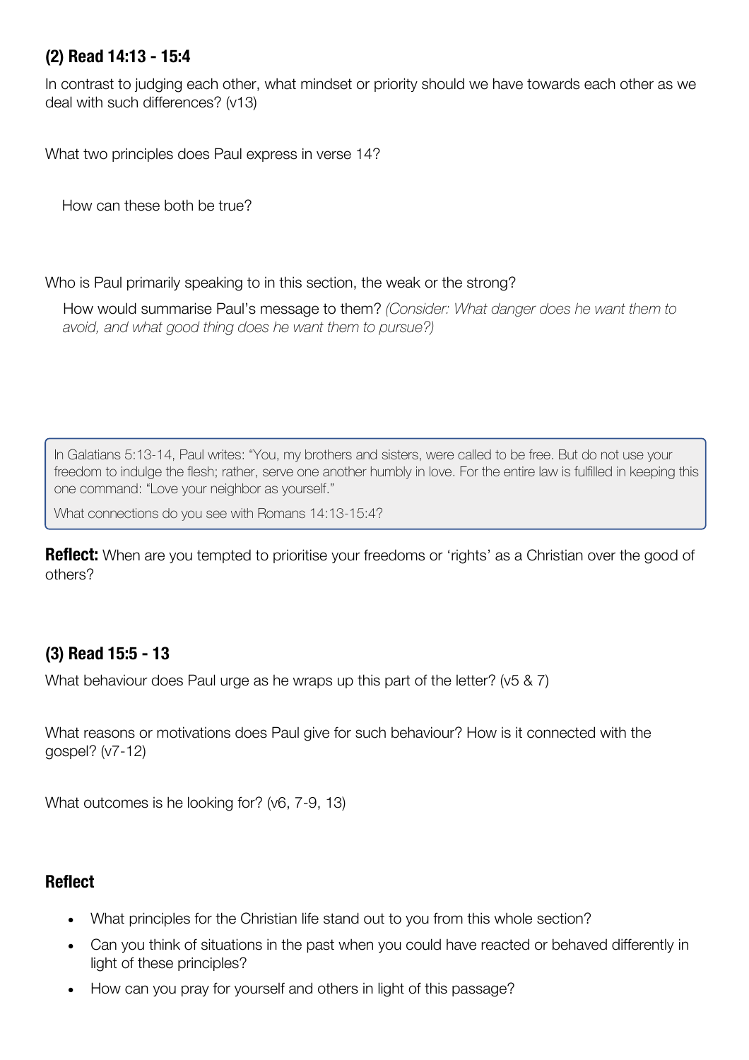### (2) Read 14:13 - 15:4

In contrast to judging each other, what mindset or priority should we have towards each other as we deal with such differences? (v13)

What two principles does Paul express in verse 14?

How can these both be true?

Who is Paul primarily speaking to in this section, the weak or the strong?

How would summarise Paul's message to them? *(Consider: What danger does he want them to avoid, and what good thing does he want them to pursue?)*

> In Galatians 5:13-14, Paul writes: "You, my brothers and sisters, were called to be free. But do not use your freedom to indulge the flesh; rather, serve one another humbly in love. For the entire law is fulfilled in keeping this one command: "Love your neighbor as yourself."
>
> What connections do you see with Romans 14:13-15:4?

**Reflect:** When are you tempted to prioritise your freedoms or 'rights' as a Christian over the good of others?

### (3) Read 15:5 - 13

What behaviour does Paul urge as he wraps up this part of the letter? (v5 & 7)

What reasons or motivations does Paul give for such behaviour? How is it connected with the gospel? (v7-12)

What outcomes is he looking for? (v6, 7-9, 13)

### Reflect

- What principles for the Christian life stand out to you from this whole section?
- Can you think of situations in the past when you could have reacted or behaved differently in light of these principles?
- How can you pray for yourself and others in light of this passage?